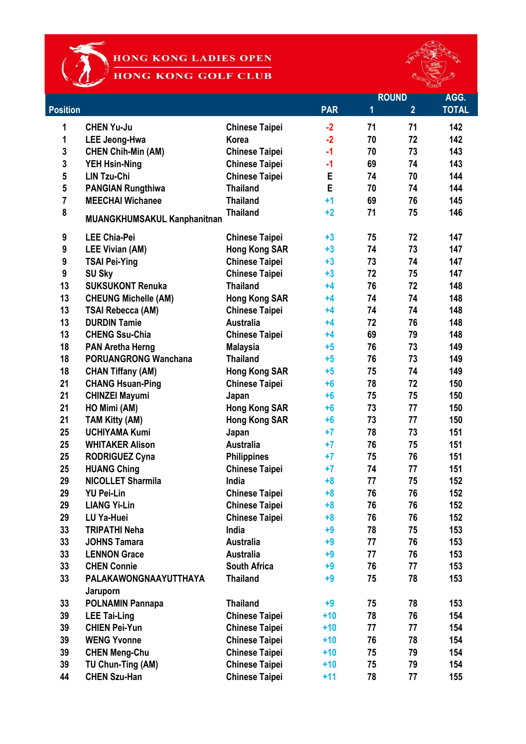# HONG KONG LADIES OPEN

## HONG KONG GOLF CLUB

| Position | | | PAR | ROUND 1 | ROUND 2 | AGG. TOTAL |
|---|---|---|---|---|---|---|
| 1 | CHEN Yu-Ju | Chinese Taipei | -2 | 71 | 71 | 142 |
| 1 | LEE Jeong-Hwa | Korea | -2 | 70 | 72 | 142 |
| 3 | CHEN Chih-Min (AM) | Chinese Taipei | -1 | 70 | 73 | 143 |
| 3 | YEH Hsin-Ning | Chinese Taipei | -1 | 69 | 74 | 143 |
| 5 | LIN Tzu-Chi | Chinese Taipei | E | 74 | 70 | 144 |
| 5 | PANGIAN Rungthiwa | Thailand | E | 70 | 74 | 144 |
| 7 | MEECHAI Wichanee | Thailand | +1 | 69 | 76 | 145 |
| 8 | MUANGKHUMSAKUL Kanphanitnan | Thailand | +2 | 71 | 75 | 146 |
| 9 | LEE Chia-Pei | Chinese Taipei | +3 | 75 | 72 | 147 |
| 9 | LEE Vivian (AM) | Hong Kong SAR | +3 | 74 | 73 | 147 |
| 9 | TSAI Pei-Ying | Chinese Taipei | +3 | 73 | 74 | 147 |
| 9 | SU Sky | Chinese Taipei | +3 | 72 | 75 | 147 |
| 13 | SUKSUKONT Renuka | Thailand | +4 | 76 | 72 | 148 |
| 13 | CHEUNG Michelle (AM) | Hong Kong SAR | +4 | 74 | 74 | 148 |
| 13 | TSAI Rebecca (AM) | Chinese Taipei | +4 | 74 | 74 | 148 |
| 13 | DURDIN Tamie | Australia | +4 | 72 | 76 | 148 |
| 13 | CHENG Ssu-Chia | Chinese Taipei | +4 | 69 | 79 | 148 |
| 18 | PAN Aretha Herng | Malaysia | +5 | 76 | 73 | 149 |
| 18 | PORUANGRONG Wanchana | Thailand | +5 | 76 | 73 | 149 |
| 18 | CHAN Tiffany (AM) | Hong Kong SAR | +5 | 75 | 74 | 149 |
| 21 | CHANG Hsuan-Ping | Chinese Taipei | +6 | 78 | 72 | 150 |
| 21 | CHINZEI Mayumi | Japan | +6 | 75 | 75 | 150 |
| 21 | HO Mimi (AM) | Hong Kong SAR | +6 | 73 | 77 | 150 |
| 21 | TAM Kitty (AM) | Hong Kong SAR | +6 | 73 | 77 | 150 |
| 25 | UCHIYAMA Kumi | Japan | +7 | 78 | 73 | 151 |
| 25 | WHITAKER Alison | Australia | +7 | 76 | 75 | 151 |
| 25 | RODRIGUEZ Cyna | Philippines | +7 | 75 | 76 | 151 |
| 25 | HUANG Ching | Chinese Taipei | +7 | 74 | 77 | 151 |
| 29 | NICOLLET Sharmila | India | +8 | 77 | 75 | 152 |
| 29 | YU Pei-Lin | Chinese Taipei | +8 | 76 | 76 | 152 |
| 29 | LIANG Yi-Lin | Chinese Taipei | +8 | 76 | 76 | 152 |
| 29 | LU Ya-Huei | Chinese Taipei | +8 | 76 | 76 | 152 |
| 33 | TRIPATHI Neha | India | +9 | 78 | 75 | 153 |
| 33 | JOHNS Tamara | Australia | +9 | 77 | 76 | 153 |
| 33 | LENNON Grace | Australia | +9 | 77 | 76 | 153 |
| 33 | CHEN Connie | South Africa | +9 | 76 | 77 | 153 |
| 33 | PALAKAWONGNAAYUTTHAYA Jaruporn | Thailand | +9 | 75 | 78 | 153 |
| 33 | POLNAMIN Pannapa | Thailand | +9 | 75 | 78 | 153 |
| 39 | LEE Tai-Ling | Chinese Taipei | +10 | 78 | 76 | 154 |
| 39 | CHIEN Pei-Yun | Chinese Taipei | +10 | 77 | 77 | 154 |
| 39 | WENG Yvonne | Chinese Taipei | +10 | 76 | 78 | 154 |
| 39 | CHEN Meng-Chu | Chinese Taipei | +10 | 75 | 79 | 154 |
| 39 | TU Chun-Ting (AM) | Chinese Taipei | +10 | 75 | 79 | 154 |
| 44 | CHEN Szu-Han | Chinese Taipei | +11 | 78 | 77 | 155 |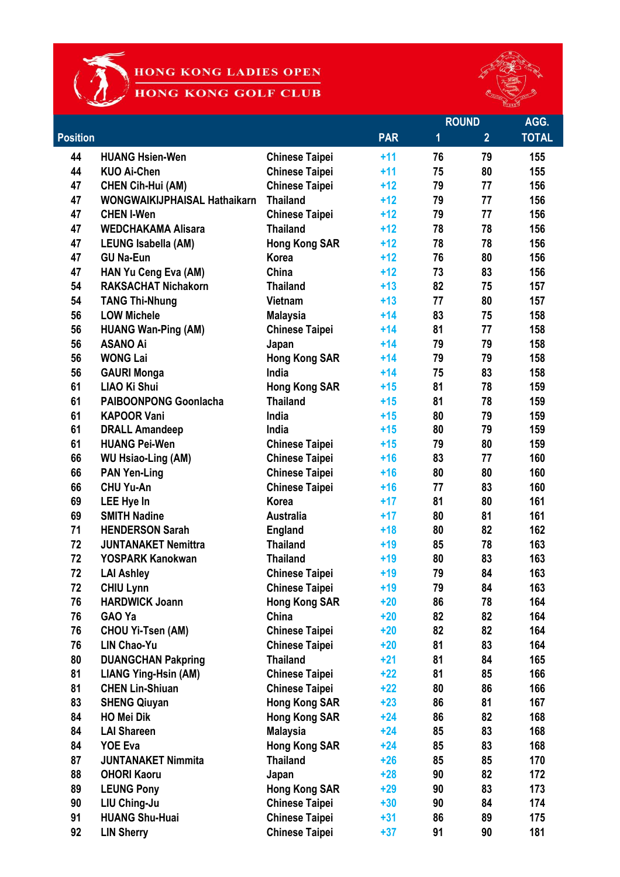HONG KONG LADIES OPEN

HONG KONG GOLF CLUB

| Position | | | PAR | ROUND 1 | 2 | AGG. TOTAL |
|---|---|---|---|---|---|---|
| 44 | HUANG Hsien-Wen | Chinese Taipei | +11 | 76 | 79 | 155 |
| 44 | KUO Ai-Chen | Chinese Taipei | +11 | 75 | 80 | 155 |
| 47 | CHEN Cih-Hui (AM) | Chinese Taipei | +12 | 79 | 77 | 156 |
| 47 | WONGWAIKIJPHAISAL Hathaikarn | Thailand | +12 | 79 | 77 | 156 |
| 47 | CHEN I-Wen | Chinese Taipei | +12 | 79 | 77 | 156 |
| 47 | WEDCHAKAMA Alisara | Thailand | +12 | 78 | 78 | 156 |
| 47 | LEUNG Isabella (AM) | Hong Kong SAR | +12 | 78 | 78 | 156 |
| 47 | GU Na-Eun | Korea | +12 | 76 | 80 | 156 |
| 47 | HAN Yu Ceng Eva (AM) | China | +12 | 73 | 83 | 156 |
| 54 | RAKSACHAT Nichakorn | Thailand | +13 | 82 | 75 | 157 |
| 54 | TANG Thi-Nhung | Vietnam | +13 | 77 | 80 | 157 |
| 56 | LOW Michele | Malaysia | +14 | 83 | 75 | 158 |
| 56 | HUANG Wan-Ping (AM) | Chinese Taipei | +14 | 81 | 77 | 158 |
| 56 | ASANO Ai | Japan | +14 | 79 | 79 | 158 |
| 56 | WONG Lai | Hong Kong SAR | +14 | 79 | 79 | 158 |
| 56 | GAURI Monga | India | +14 | 75 | 83 | 158 |
| 61 | LIAO Ki Shui | Hong Kong SAR | +15 | 81 | 78 | 159 |
| 61 | PAIBOONPONG Goonlacha | Thailand | +15 | 81 | 78 | 159 |
| 61 | KAPOOR Vani | India | +15 | 80 | 79 | 159 |
| 61 | DRALL Amandeep | India | +15 | 80 | 79 | 159 |
| 61 | HUANG Pei-Wen | Chinese Taipei | +15 | 79 | 80 | 159 |
| 66 | WU Hsiao-Ling (AM) | Chinese Taipei | +16 | 83 | 77 | 160 |
| 66 | PAN Yen-Ling | Chinese Taipei | +16 | 80 | 80 | 160 |
| 66 | CHU Yu-An | Chinese Taipei | +16 | 77 | 83 | 160 |
| 69 | LEE Hye In | Korea | +17 | 81 | 80 | 161 |
| 69 | SMITH Nadine | Australia | +17 | 80 | 81 | 161 |
| 71 | HENDERSON Sarah | England | +18 | 80 | 82 | 162 |
| 72 | JUNTANAKET Nemittra | Thailand | +19 | 85 | 78 | 163 |
| 72 | YOSPARK Kanokwan | Thailand | +19 | 80 | 83 | 163 |
| 72 | LAI Ashley | Chinese Taipei | +19 | 79 | 84 | 163 |
| 72 | CHIU Lynn | Chinese Taipei | +19 | 79 | 84 | 163 |
| 76 | HARDWICK Joann | Hong Kong SAR | +20 | 86 | 78 | 164 |
| 76 | GAO Ya | China | +20 | 82 | 82 | 164 |
| 76 | CHOU Yi-Tsen (AM) | Chinese Taipei | +20 | 82 | 82 | 164 |
| 76 | LIN Chao-Yu | Chinese Taipei | +20 | 81 | 83 | 164 |
| 80 | DUANGCHAN Pakpring | Thailand | +21 | 81 | 84 | 165 |
| 81 | LIANG Ying-Hsin (AM) | Chinese Taipei | +22 | 81 | 85 | 166 |
| 81 | CHEN Lin-Shiuan | Chinese Taipei | +22 | 80 | 86 | 166 |
| 83 | SHENG Qiuyan | Hong Kong SAR | +23 | 86 | 81 | 167 |
| 84 | HO Mei Dik | Hong Kong SAR | +24 | 86 | 82 | 168 |
| 84 | LAI Shareen | Malaysia | +24 | 85 | 83 | 168 |
| 84 | YOE Eva | Hong Kong SAR | +24 | 85 | 83 | 168 |
| 87 | JUNTANAKET Nimmita | Thailand | +26 | 85 | 85 | 170 |
| 88 | OHORI Kaoru | Japan | +28 | 90 | 82 | 172 |
| 89 | LEUNG Pony | Hong Kong SAR | +29 | 90 | 83 | 173 |
| 90 | LIU Ching-Ju | Chinese Taipei | +30 | 90 | 84 | 174 |
| 91 | HUANG Shu-Huai | Chinese Taipei | +31 | 86 | 89 | 175 |
| 92 | LIN Sherry | Chinese Taipei | +37 | 91 | 90 | 181 |